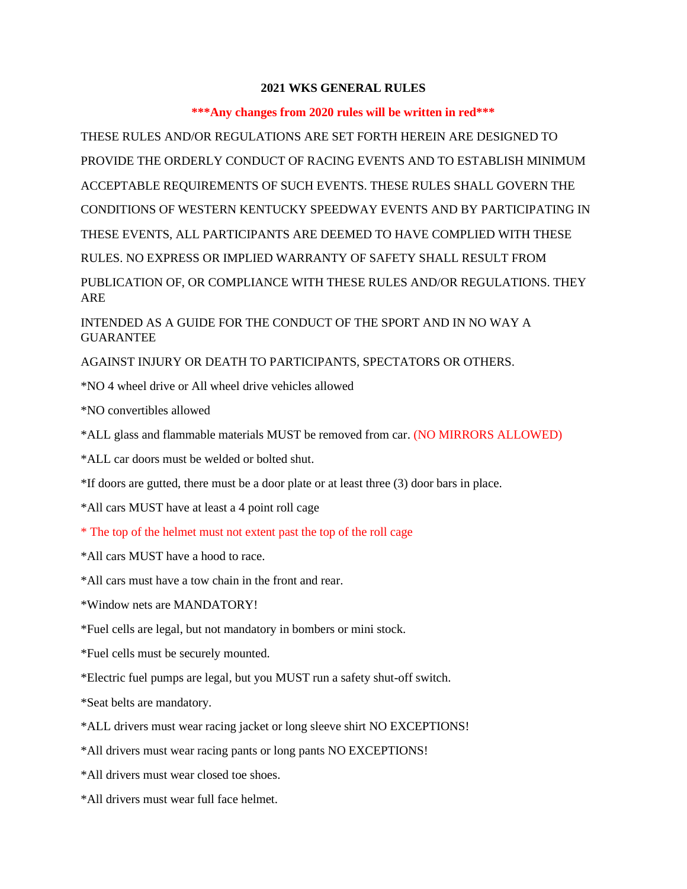# 2021 WKS GENERAL RULES

**\*\*\*Any changes from 2020 rules will be written in red\*\*\***

THESE RULES AND/OR REGULATIONS ARE SET FORTH HEREIN ARE DESIGNED TO PROVIDE THE ORDERLY CONDUCT OF RACING EVENTS AND TO ESTABLISH MINIMUM ACCEPTABLE REQUIREMENTS OF SUCH EVENTS. THESE RULES SHALL GOVERN THE CONDITIONS OF WESTERN KENTUCKY SPEEDWAY EVENTS AND BY PARTICIPATING IN THESE EVENTS, ALL PARTICIPANTS ARE DEEMED TO HAVE COMPLIED WITH THESE RULES. NO EXPRESS OR IMPLIED WARRANTY OF SAFETY SHALL RESULT FROM PUBLICATION OF, OR COMPLIANCE WITH THESE RULES AND/OR REGULATIONS. THEY ARE INTENDED AS A GUIDE FOR THE CONDUCT OF THE SPORT AND IN NO WAY A GUARANTEE AGAINST INJURY OR DEATH TO PARTICIPANTS, SPECTATORS OR OTHERS.

*NO 4 wheel drive or All wheel drive vehicles allowed

*NO convertibles allowed

*ALL glass and flammable materials MUST be removed from car. (NO MIRRORS ALLOWED)

*ALL car doors must be welded or bolted shut.

*If doors are gutted, there must be a door plate or at least three (3) door bars in place.

*All cars MUST have at least a 4 point roll cage

* The top of the helmet must not extent past the top of the roll cage

*All cars MUST have a hood to race.

*All cars must have a tow chain in the front and rear.

*Window nets are MANDATORY!

*Fuel cells are legal, but not mandatory in bombers or mini stock.

*Fuel cells must be securely mounted.

*Electric fuel pumps are legal, but you MUST run a safety shut-off switch.

*Seat belts are mandatory.

*ALL drivers must wear racing jacket or long sleeve shirt NO EXCEPTIONS!

*All drivers must wear racing pants or long pants NO EXCEPTIONS!

*All drivers must wear closed toe shoes.

*All drivers must wear full face helmet.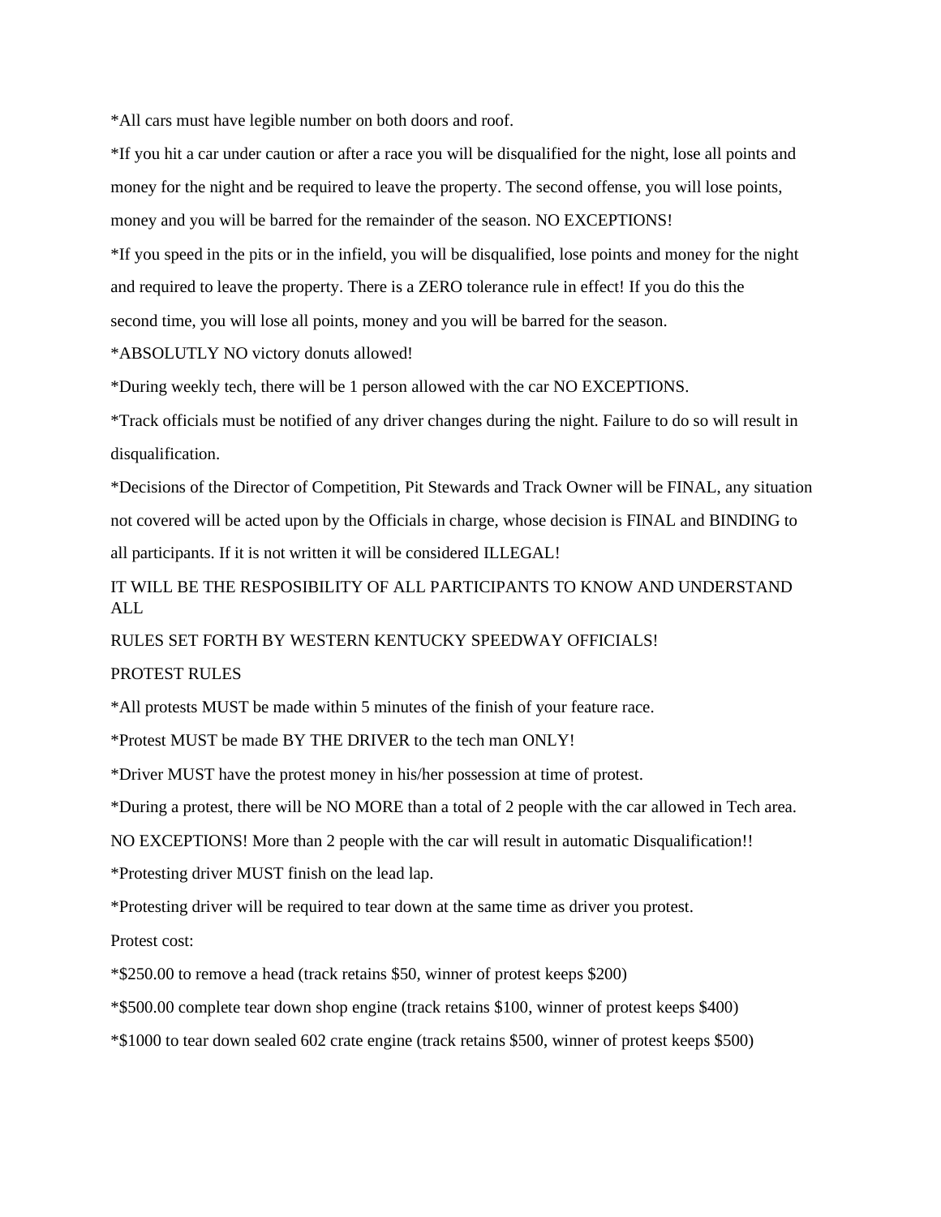*All cars must have legible number on both doors and roof.

*If you hit a car under caution or after a race you will be disqualified for the night, lose all points and money for the night and be required to leave the property. The second offense, you will lose points, money and you will be barred for the remainder of the season. NO EXCEPTIONS!

*If you speed in the pits or in the infield, you will be disqualified, lose points and money for the night and required to leave the property. There is a ZERO tolerance rule in effect! If you do this the second time, you will lose all points, money and you will be barred for the season.

*ABSOLUTLY NO victory donuts allowed!

*During weekly tech, there will be 1 person allowed with the car NO EXCEPTIONS.

*Track officials must be notified of any driver changes during the night. Failure to do so will result in disqualification.

*Decisions of the Director of Competition, Pit Stewards and Track Owner will be FINAL, any situation not covered will be acted upon by the Officials in charge, whose decision is FINAL and BINDING to all participants. If it is not written it will be considered ILLEGAL!

IT WILL BE THE RESPOSIBILITY OF ALL PARTICIPANTS TO KNOW AND UNDERSTAND ALL

RULES SET FORTH BY WESTERN KENTUCKY SPEEDWAY OFFICIALS!

PROTEST RULES

*All protests MUST be made within 5 minutes of the finish of your feature race.

*Protest MUST be made BY THE DRIVER to the tech man ONLY!

*Driver MUST have the protest money in his/her possession at time of protest.

*During a protest, there will be NO MORE than a total of 2 people with the car allowed in Tech area.

NO EXCEPTIONS! More than 2 people with the car will result in automatic Disqualification!!

*Protesting driver MUST finish on the lead lap.

*Protesting driver will be required to tear down at the same time as driver you protest.

Protest cost:

*$250.00 to remove a head (track retains $50, winner of protest keeps $200)

*$500.00 complete tear down shop engine (track retains $100, winner of protest keeps $400)

*$1000 to tear down sealed 602 crate engine (track retains $500, winner of protest keeps $500)